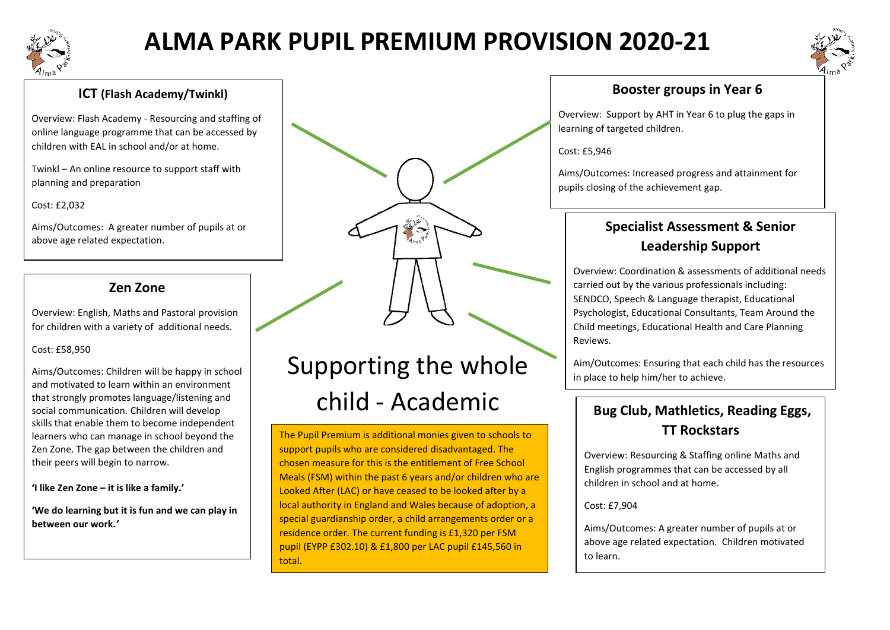# ALMA PARK PUPIL PREMIUM PROVISION 2020-21

## ICT (Flash Academy/Twinkl)

Overview: Flash Academy - Resourcing and staffing of online language programme that can be accessed by children with EAL in school and/or at home.

Twinkl – An online resource to support staff with planning and preparation

Cost: £2,032

Aims/Outcomes: A greater number of pupils at or above age related expectation.

## Zen Zone

Overview: English, Maths and Pastoral provision for children with a variety of additional needs.

Cost: £58,950

Aims/Outcomes: Children will be happy in school and motivated to learn within an environment that strongly promotes language/listening and social communication. Children will develop skills that enable them to become independent learners who can manage in school beyond the Zen Zone. The gap between the children and their peers will begin to narrow.

**'I like Zen Zone – it is like a family.'**

**'We do learning but it is fun and we can play in between our work.'**

## Supporting the whole child - Academic

The Pupil Premium is additional monies given to schools to support pupils who are considered disadvantaged. The chosen measure for this is the entitlement of Free School Meals (FSM) within the past 6 years and/or children who are Looked After (LAC) or have ceased to be looked after by a local authority in England and Wales because of adoption, a special guardianship order, a child arrangements order or a residence order. The current funding is £1,320 per FSM pupil (EYPP £302.10) & £1,800 per LAC pupil £145,560 in total.

## Booster groups in Year 6

Overview: Support by AHT in Year 6 to plug the gaps in learning of targeted children.

Cost: £5,946

Aims/Outcomes: Increased progress and attainment for pupils closing of the achievement gap.

## Specialist Assessment & Senior Leadership Support

Overview: Coordination & assessments of additional needs carried out by the various professionals including: SENDCO, Speech & Language therapist, Educational Psychologist, Educational Consultants, Team Around the Child meetings, Educational Health and Care Planning Reviews.

Aim/Outcomes: Ensuring that each child has the resources in place to help him/her to achieve.

## Bug Club, Mathletics, Reading Eggs, TT Rockstars

Overview: Resourcing & Staffing online Maths and English programmes that can be accessed by all children in school and at home.

Cost: £7,904

Aims/Outcomes: A greater number of pupils at or above age related expectation. Children motivated to learn.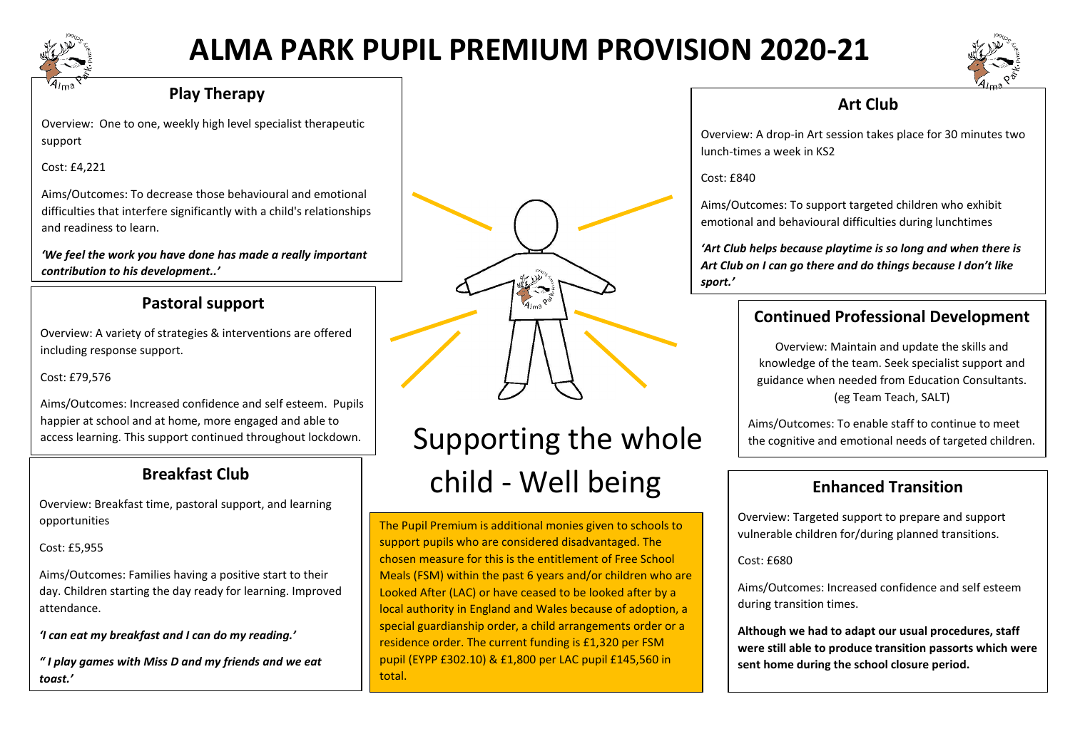# ALMA PARK PUPIL PREMIUM PROVISION 2020-21

## Play Therapy

Overview: One to one, weekly high level specialist therapeutic support

Cost: £4,221

Aims/Outcomes: To decrease those behavioural and emotional difficulties that interfere significantly with a child's relationships and readiness to learn.

***'We feel the work you have done has made a really important contribution to his development..'***

## Pastoral support

Overview: A variety of strategies & interventions are offered including response support.

Cost: £79,576

Aims/Outcomes: Increased confidence and self esteem. Pupils happier at school and at home, more engaged and able to access learning. This support continued throughout lockdown.

## Breakfast Club

Overview: Breakfast time, pastoral support, and learning opportunities

Cost: £5,955

Aims/Outcomes: Families having a positive start to their day. Children starting the day ready for learning. Improved attendance.

***'I can eat my breakfast and I can do my reading.'***

***" I play games with Miss D and my friends and we eat toast.'***

# Supporting the whole child - Well being

The Pupil Premium is additional monies given to schools to support pupils who are considered disadvantaged. The chosen measure for this is the entitlement of Free School Meals (FSM) within the past 6 years and/or children who are Looked After (LAC) or have ceased to be looked after by a local authority in England and Wales because of adoption, a special guardianship order, a child arrangements order or a residence order. The current funding is £1,320 per FSM pupil (EYPP £302.10) & £1,800 per LAC pupil £145,560 in total.

## Art Club

Overview: A drop-in Art session takes place for 30 minutes two lunch-times a week in KS2

Cost: £840

Aims/Outcomes: To support targeted children who exhibit emotional and behavioural difficulties during lunchtimes

***'Art Club helps because playtime is so long and when there is Art Club on I can go there and do things because I don't like sport.'***

## Continued Professional Development

Overview: Maintain and update the skills and knowledge of the team. Seek specialist support and guidance when needed from Education Consultants. (eg Team Teach, SALT)

Aims/Outcomes: To enable staff to continue to meet the cognitive and emotional needs of targeted children.

## Enhanced Transition

Overview: Targeted support to prepare and support vulnerable children for/during planned transitions.

Cost: £680

Aims/Outcomes: Increased confidence and self esteem during transition times.

**Although we had to adapt our usual procedures, staff were still able to produce transition passorts which were sent home during the school closure period.**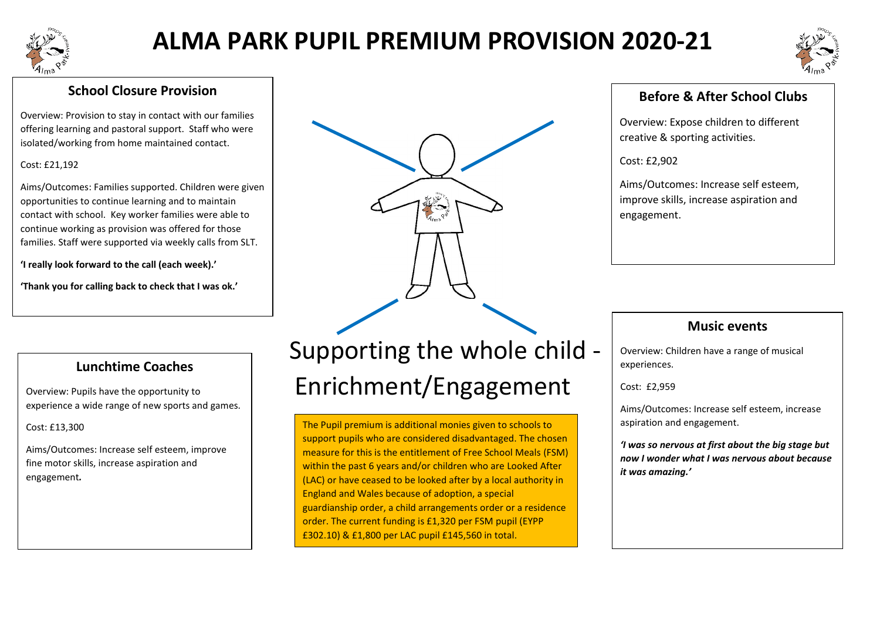# ALMA PARK PUPIL PREMIUM PROVISION 2020-21

## School Closure Provision

Overview: Provision to stay in contact with our families offering learning and pastoral support. Staff who were isolated/working from home maintained contact.

Cost: £21,192

Aims/Outcomes: Families supported. Children were given opportunities to continue learning and to maintain contact with school. Key worker families were able to continue working as provision was offered for those families. Staff were supported via weekly calls from SLT.

**'I really look forward to the call (each week).'**

**'Thank you for calling back to check that I was ok.'**

## Lunchtime Coaches

Overview: Pupils have the opportunity to experience a wide range of new sports and games.

Cost: £13,300

Aims/Outcomes: Increase self esteem, improve fine motor skills, increase aspiration and engagement.

# Supporting the whole child - Enrichment/Engagement

The Pupil premium is additional monies given to schools to support pupils who are considered disadvantaged. The chosen measure for this is the entitlement of Free School Meals (FSM) within the past 6 years and/or children who are Looked After (LAC) or have ceased to be looked after by a local authority in England and Wales because of adoption, a special guardianship order, a child arrangements order or a residence order. The current funding is £1,320 per FSM pupil (EYPP £302.10) & £1,800 per LAC pupil £145,560 in total.

## Before & After School Clubs

Overview: Expose children to different creative & sporting activities.

Cost: £2,902

Aims/Outcomes: Increase self esteem, improve skills, increase aspiration and engagement.

## Music events

Overview: Children have a range of musical experiences.

Cost: £2,959

Aims/Outcomes: Increase self esteem, increase aspiration and engagement.

***'I was so nervous at first about the big stage but now I wonder what I was nervous about because it was amazing.'***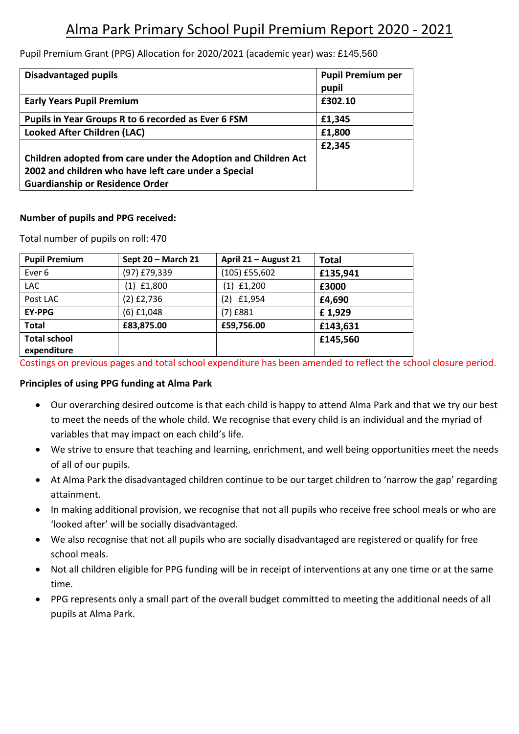# Alma Park Primary School Pupil Premium Report 2020 - 2021

Pupil Premium Grant (PPG) Allocation for 2020/2021 (academic year) was: £145,560

| Disadvantaged pupils | Pupil Premium per pupil |
|---|---|
| **Early Years Pupil Premium** | **£302.10** |
| **Pupils in Year Groups R to 6 recorded as Ever 6 FSM** | **£1,345** |
| **Looked After Children (LAC)** | **£1,800** |
| **Children adopted from care under the Adoption and Children Act 2002 and children who have left care under a Special Guardianship or Residence Order** | **£2,345** |

**Number of pupils and PPG received:**

Total number of pupils on roll: 470

| Pupil Premium | Sept 20 – March 21 | April 21 – August 21 | Total |
|---|---|---|---|
| Ever 6 | (97) £79,339 | (105) £55,602 | **£135,941** |
| LAC | (1) £1,800 | (1) £1,200 | **£3000** |
| Post LAC | (2) £2,736 | (2) £1,954 | **£4,690** |
| **EY-PPG** | (6) £1,048 | (7) £881 | **£ 1,929** |
| **Total** | **£83,875.00** | **£59,756.00** | **£143,631** |
| **Total school expenditure** | | | **£145,560** |

Costings on previous pages and total school expenditure has been amended to reflect the school closure period.

**Principles of using PPG funding at Alma Park**

- Our overarching desired outcome is that each child is happy to attend Alma Park and that we try our best to meet the needs of the whole child. We recognise that every child is an individual and the myriad of variables that may impact on each child's life.
- We strive to ensure that teaching and learning, enrichment, and well being opportunities meet the needs of all of our pupils.
- At Alma Park the disadvantaged children continue to be our target children to 'narrow the gap' regarding attainment.
- In making additional provision, we recognise that not all pupils who receive free school meals or who are 'looked after' will be socially disadvantaged.
- We also recognise that not all pupils who are socially disadvantaged are registered or qualify for free school meals.
- Not all children eligible for PPG funding will be in receipt of interventions at any one time or at the same time.
- PPG represents only a small part of the overall budget committed to meeting the additional needs of all pupils at Alma Park.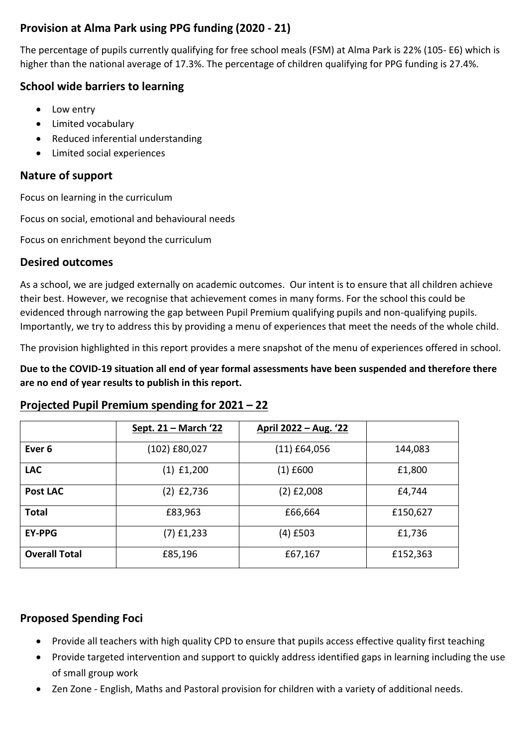## Provision at Alma Park using PPG funding (2020 - 21)

The percentage of pupils currently qualifying for free school meals (FSM) at Alma Park is 22% (105- E6) which is higher than the national average of 17.3%. The percentage of children qualifying for PPG funding is 27.4%.

## School wide barriers to learning

- Low entry
- Limited vocabulary
- Reduced inferential understanding
- Limited social experiences

## Nature of support

Focus on learning in the curriculum

Focus on social, emotional and behavioural needs

Focus on enrichment beyond the curriculum

## Desired outcomes

As a school, we are judged externally on academic outcomes. Our intent is to ensure that all children achieve their best. However, we recognise that achievement comes in many forms. For the school this could be evidenced through narrowing the gap between Pupil Premium qualifying pupils and non-qualifying pupils. Importantly, we try to address this by providing a menu of experiences that meet the needs of the whole child.

The provision highlighted in this report provides a mere snapshot of the menu of experiences offered in school.

**Due to the COVID-19 situation all end of year formal assessments have been suspended and therefore there are no end of year results to publish in this report.**

## Projected Pupil Premium spending for 2021 – 22

| | Sept. 21 – March '22 | April 2022 – Aug. '22 | |
|---|---|---|---|
| **Ever 6** | (102) £80,027 | (11) £64,056 | 144,083 |
| **LAC** | (1) £1,200 | (1) £600 | £1,800 |
| **Post LAC** | (2) £2,736 | (2) £2,008 | £4,744 |
| **Total** | £83,963 | £66,664 | £150,627 |
| **EY-PPG** | (7) £1,233 | (4) £503 | £1,736 |
| **Overall Total** | £85,196 | £67,167 | £152,363 |

## Proposed Spending Foci

- Provide all teachers with high quality CPD to ensure that pupils access effective quality first teaching
- Provide targeted intervention and support to quickly address identified gaps in learning including the use of small group work
- Zen Zone - English, Maths and Pastoral provision for children with a variety of additional needs.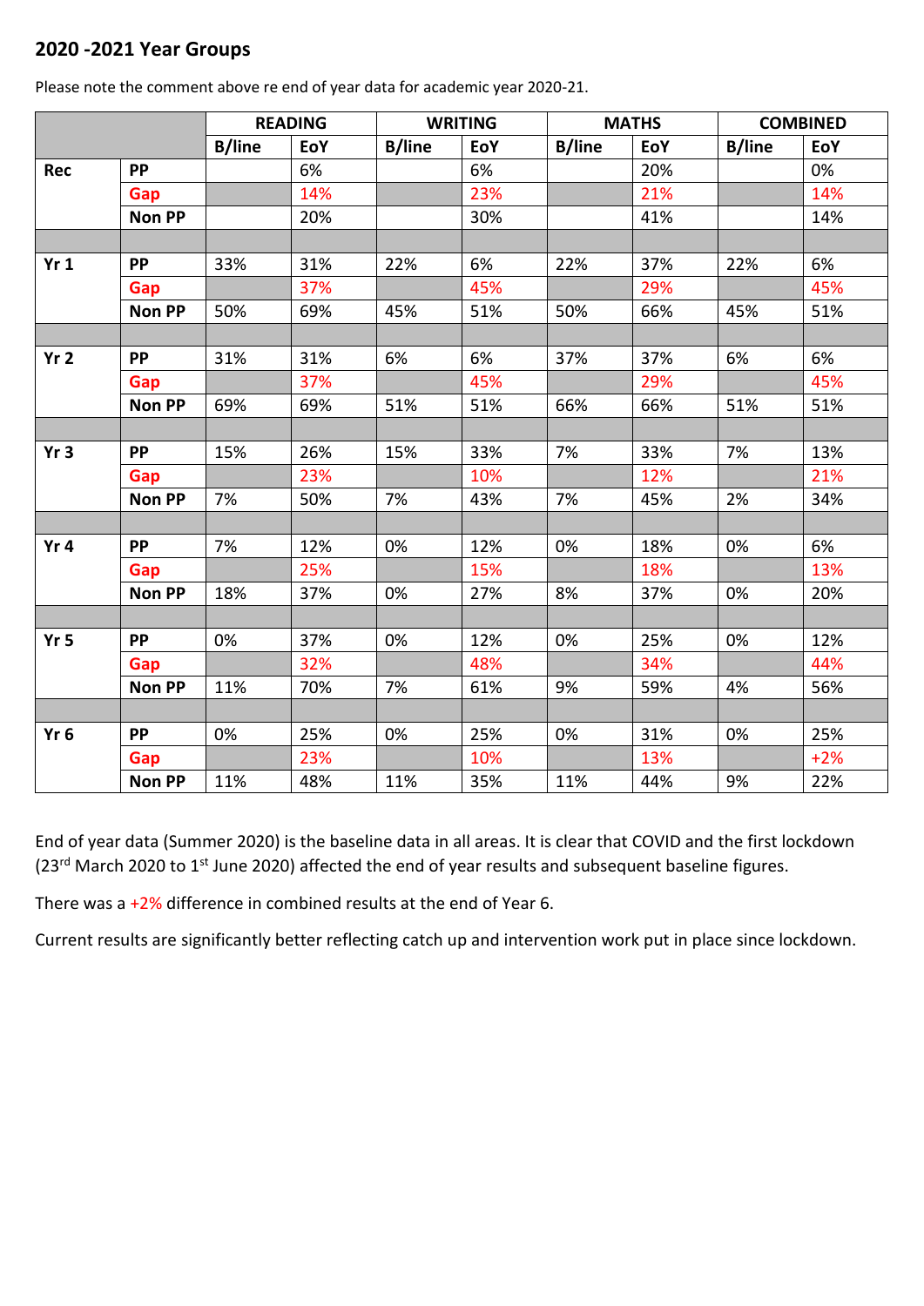## 2020 -2021 Year Groups

Please note the comment above re end of year data for academic year 2020-21.

| | | READING | | WRITING | | MATHS | | COMBINED | |
|---|---|---|---|---|---|---|---|---|---|
| | | B/line | EoY | B/line | EoY | B/line | EoY | B/line | EoY |
| Rec | PP | | 6% | | 6% | | 20% | | 0% |
| | Gap | | 14% | | 23% | | 21% | | 14% |
| | Non PP | | 20% | | 30% | | 41% | | 14% |
| | | | | | | | | | |
| Yr 1 | PP | 33% | 31% | 22% | 6% | 22% | 37% | 22% | 6% |
| | Gap | | 37% | | 45% | | 29% | | 45% |
| | Non PP | 50% | 69% | 45% | 51% | 50% | 66% | 45% | 51% |
| | | | | | | | | | |
| Yr 2 | PP | 31% | 31% | 6% | 6% | 37% | 37% | 6% | 6% |
| | Gap | | 37% | | 45% | | 29% | | 45% |
| | Non PP | 69% | 69% | 51% | 51% | 66% | 66% | 51% | 51% |
| | | | | | | | | | |
| Yr 3 | PP | 15% | 26% | 15% | 33% | 7% | 33% | 7% | 13% |
| | Gap | | 23% | | 10% | | 12% | | 21% |
| | Non PP | 7% | 50% | 7% | 43% | 7% | 45% | 2% | 34% |
| | | | | | | | | | |
| Yr 4 | PP | 7% | 12% | 0% | 12% | 0% | 18% | 0% | 6% |
| | Gap | | 25% | | 15% | | 18% | | 13% |
| | Non PP | 18% | 37% | 0% | 27% | 8% | 37% | 0% | 20% |
| | | | | | | | | | |
| Yr 5 | PP | 0% | 37% | 0% | 12% | 0% | 25% | 0% | 12% |
| | Gap | | 32% | | 48% | | 34% | | 44% |
| | Non PP | 11% | 70% | 7% | 61% | 9% | 59% | 4% | 56% |
| | | | | | | | | | |
| Yr 6 | PP | 0% | 25% | 0% | 25% | 0% | 31% | 0% | 25% |
| | Gap | | 23% | | 10% | | 13% | | +2% |
| | Non PP | 11% | 48% | 11% | 35% | 11% | 44% | 9% | 22% |

End of year data (Summer 2020) is the baseline data in all areas. It is clear that COVID and the first lockdown (23rd March 2020 to 1st June 2020) affected the end of year results and subsequent baseline figures.

There was a +2% difference in combined results at the end of Year 6.

Current results are significantly better reflecting catch up and intervention work put in place since lockdown.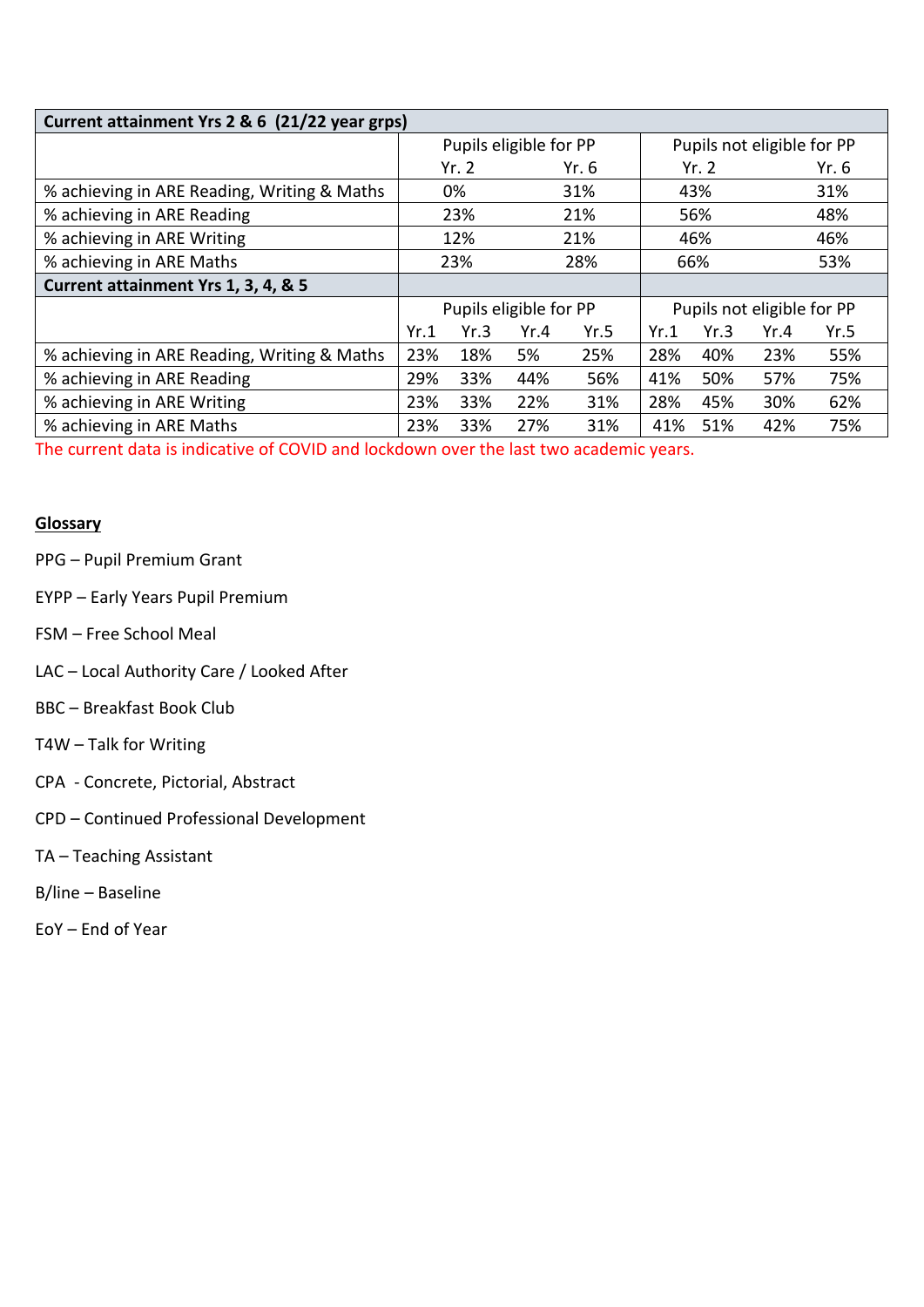| Current attainment Yrs 2 & 6 (21/22 year grps) | | | | | | | | |
|---|---|---|---|---|---|---|---|---|
| | Pupils eligible for PP | | | | Pupils not eligible for PP | | | |
| | Yr. 2 | | Yr. 6 | | Yr. 2 | | Yr. 6 | |
| % achieving in ARE Reading, Writing & Maths | 0% | | 31% | | 43% | | 31% | |
| % achieving in ARE Reading | 23% | | 21% | | 56% | | 48% | |
| % achieving in ARE Writing | 12% | | 21% | | 46% | | 46% | |
| % achieving in ARE Maths | 23% | | 28% | | 66% | | 53% | |
| **Current attainment Yrs 1, 3, 4, & 5** | | | | | | | | |
| | Pupils eligible for PP | | | | Pupils not eligible for PP | | | |
| | Yr.1 | Yr.3 | Yr.4 | Yr.5 | Yr.1 | Yr.3 | Yr.4 | Yr.5 |
| % achieving in ARE Reading, Writing & Maths | 23% | 18% | 5% | 25% | 28% | 40% | 23% | 55% |
| % achieving in ARE Reading | 29% | 33% | 44% | 56% | 41% | 50% | 57% | 75% |
| % achieving in ARE Writing | 23% | 33% | 22% | 31% | 28% | 45% | 30% | 62% |
| % achieving in ARE Maths | 23% | 33% | 27% | 31% | 41% | 51% | 42% | 75% |

The current data is indicative of COVID and lockdown over the last two academic years.

**Glossary**

PPG – Pupil Premium Grant

EYPP – Early Years Pupil Premium

FSM – Free School Meal

LAC – Local Authority Care / Looked After

BBC – Breakfast Book Club

T4W – Talk for Writing

CPA - Concrete, Pictorial, Abstract

CPD – Continued Professional Development

TA – Teaching Assistant

B/line – Baseline

EoY – End of Year